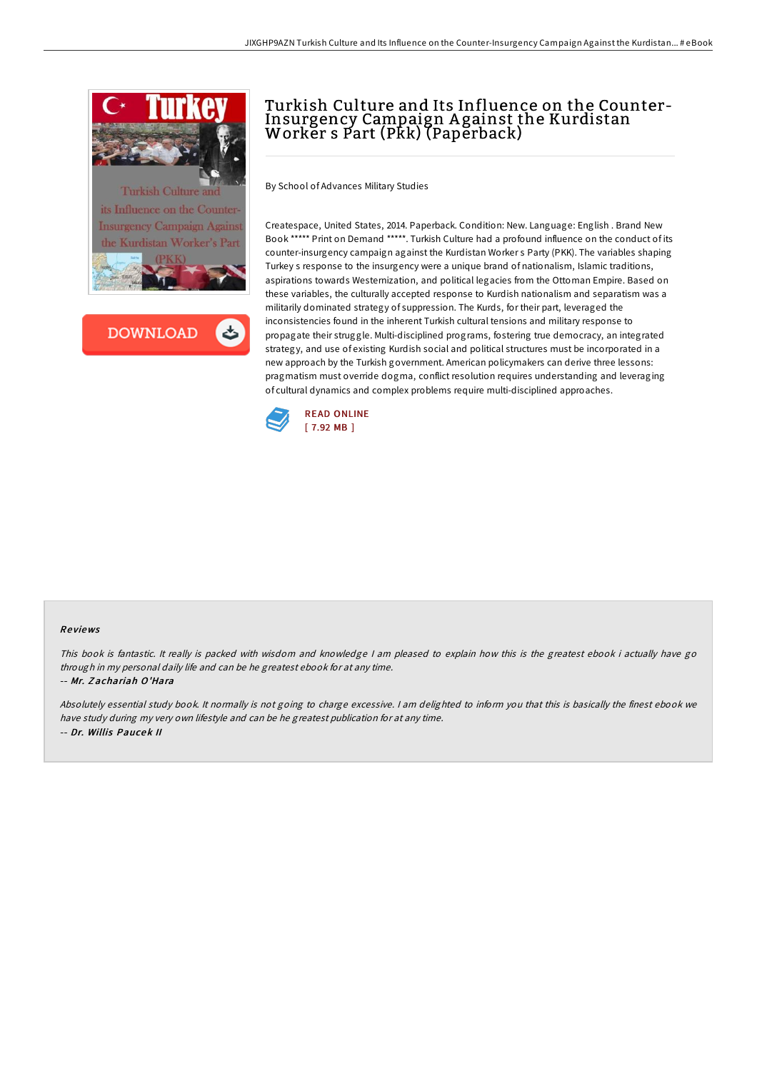# Turkish Culture and Its Influence on the Counter-Insurgency Campaign Against the Kurdistan Worker s Part (Pkk) (Paperback)

By School of Advances Military Studies

Createspace, United States, 2014. Paperback. Condition: New. Language: English . Brand New Book ***** Print on Demand *****. Turkish Culture had a profound influence on the conduct of its counter-insurgency campaign against the Kurdistan Worker s Party (PKK). The variables shaping Turkey s response to the insurgency were a unique brand of nationalism, Islamic traditions, aspirations towards Westernization, and political legacies from the Ottoman Empire. Based on these variables, the culturally accepted response to Kurdish nationalism and separatism was a militarily dominated strategy of suppression. The Kurds, for their part, leveraged the inconsistencies found in the inherent Turkish cultural tensions and military response to propagate their struggle. Multi-disciplined programs, fostering true democracy, an integrated strategy, and use of existing Kurdish social and political structures must be incorporated in a new approach by the Turkish government. American policymakers can derive three lessons: pragmatism must override dogma, conflict resolution requires understanding and leveraging of cultural dynamics and complex problems require multi-disciplined approaches.

READ ONLINE
[ 7.92 MB ]

## Reviews

*This book is fantastic. It really is packed with wisdom and knowledge I am pleased to explain how this is the greatest ebook i actually have go through in my personal daily life and can be he greatest ebook for at any time.*

-- ***Mr. Zachariah O'Hara***

*Absolutely essential study book. It normally is not going to charge excessive. I am delighted to inform you that this is basically the finest ebook we have study during my very own lifestyle and can be he greatest publication for at any time.*

-- ***Dr. Willis Paucek II***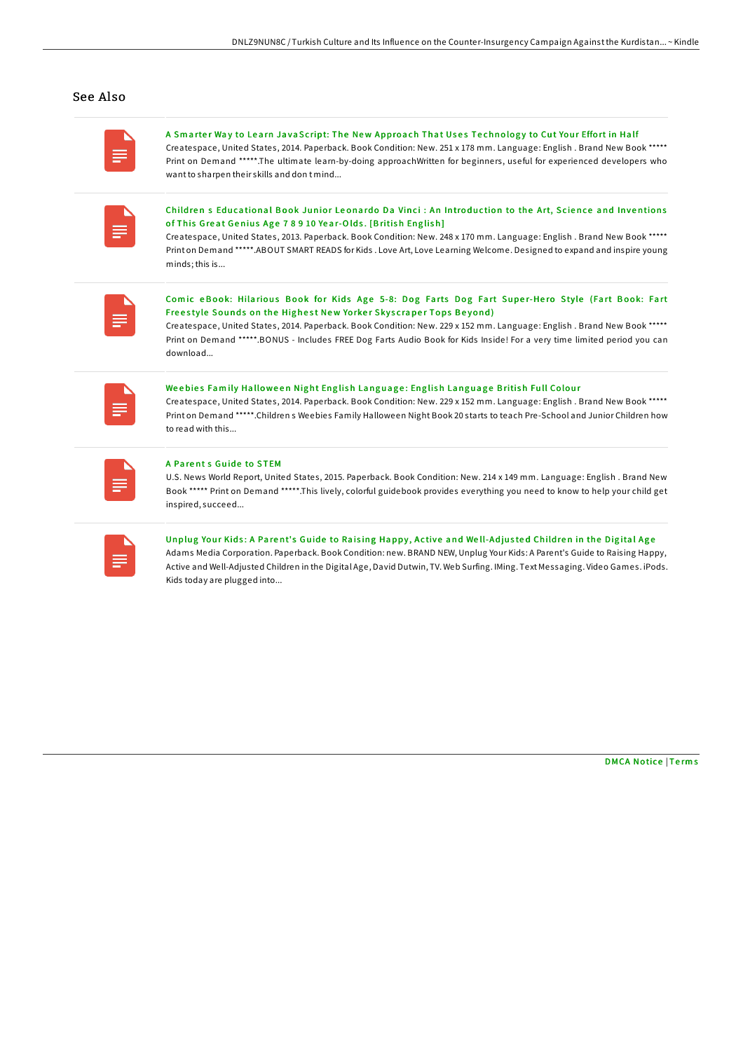## See Also

**A Smarter Way to Learn JavaScript: The New Approach That Uses Technology to Cut Your Effort in Half**
Createspace, United States, 2014. Paperback. Book Condition: New. 251 x 178 mm. Language: English . Brand New Book ***** Print on Demand *****.The ultimate learn-by-doing approachWritten for beginners, useful for experienced developers who want to sharpen their skills and don t mind...

**Children s Educational Book Junior Leonardo Da Vinci : An Introduction to the Art, Science and Inventions of This Great Genius Age 7 8 9 10 Year-Olds. [British English]**
Createspace, United States, 2013. Paperback. Book Condition: New. 248 x 170 mm. Language: English . Brand New Book ***** Print on Demand *****.ABOUT SMART READS for Kids . Love Art, Love Learning Welcome. Designed to expand and inspire young minds; this is...

**Comic eBook: Hilarious Book for Kids Age 5-8: Dog Farts Dog Fart Super-Hero Style (Fart Book: Fart Freestyle Sounds on the Highest New Yorker Skyscraper Tops Beyond)**
Createspace, United States, 2014. Paperback. Book Condition: New. 229 x 152 mm. Language: English . Brand New Book ***** Print on Demand *****.BONUS - Includes FREE Dog Farts Audio Book for Kids Inside! For a very time limited period you can download...

**Weebies Family Halloween Night English Language: English Language British Full Colour**
Createspace, United States, 2014. Paperback. Book Condition: New. 229 x 152 mm. Language: English . Brand New Book ***** Print on Demand *****.Children s Weebies Family Halloween Night Book 20 starts to teach Pre-School and Junior Children how to read with this...

**A Parent s Guide to STEM**
U.S. News World Report, United States, 2015. Paperback. Book Condition: New. 214 x 149 mm. Language: English . Brand New Book ***** Print on Demand *****.This lively, colorful guidebook provides everything you need to know to help your child get inspired, succeed...

**Unplug Your Kids: A Parent's Guide to Raising Happy, Active and Well-Adjusted Children in the Digital Age**
Adams Media Corporation. Paperback. Book Condition: new. BRAND NEW, Unplug Your Kids: A Parent's Guide to Raising Happy, Active and Well-Adjusted Children in the Digital Age, David Dutwin, TV. Web Surfing. IMing. Text Messaging. Video Games. iPods. Kids today are plugged into...

DMCA Notice | Terms